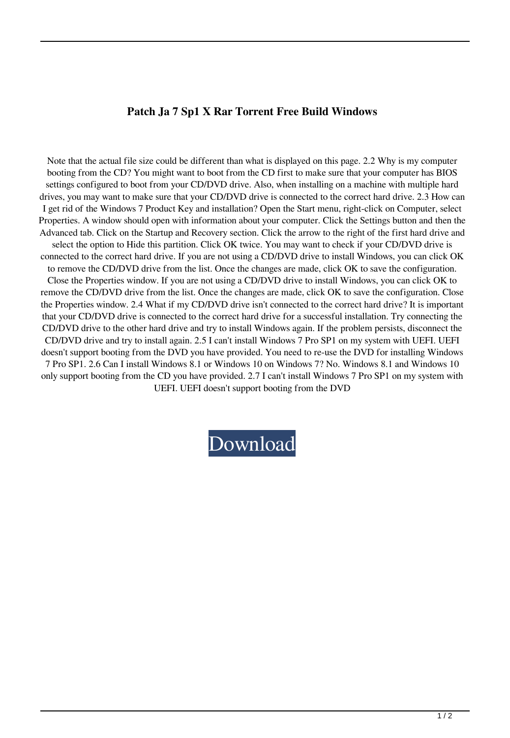# Patch Ja 7 Sp1 X Rar Torrent Free Build Windows

Note that the actual file size could be different than what is displayed on this page. 2.2 Why is my computer booting from the CD? You might want to boot from the CD first to make sure that your computer has BIOS settings configured to boot from your CD/DVD drive. Also, when installing on a machine with multiple hard drives, you may want to make sure that your CD/DVD drive is connected to the correct hard drive. 2.3 How can I get rid of the Windows 7 Product Key and installation? Open the Start menu, right-click on Computer, select Properties. A window should open with information about your computer. Click the Settings button and then the Advanced tab. Click on the Startup and Recovery section. Click the arrow to the right of the first hard drive and select the option to Hide this partition. Click OK twice. You may want to check if your CD/DVD drive is connected to the correct hard drive. If you are not using a CD/DVD drive to install Windows, you can click OK to remove the CD/DVD drive from the list. Once the changes are made, click OK to save the configuration. Close the Properties window. If you are not using a CD/DVD drive to install Windows, you can click OK to remove the CD/DVD drive from the list. Once the changes are made, click OK to save the configuration. Close the Properties window. 2.4 What if my CD/DVD drive isn't connected to the correct hard drive? It is important that your CD/DVD drive is connected to the correct hard drive for a successful installation. Try connecting the CD/DVD drive to the other hard drive and try to install Windows again. If the problem persists, disconnect the CD/DVD drive and try to install again. 2.5 I can't install Windows 7 Pro SP1 on my system with UEFI. UEFI doesn't support booting from the DVD you have provided. You need to re-use the DVD for installing Windows 7 Pro SP1. 2.6 Can I install Windows 8.1 or Windows 10 on Windows 7? No. Windows 8.1 and Windows 10 only support booting from the CD you have provided. 2.7 I can't install Windows 7 Pro SP1 on my system with UEFI. UEFI doesn't support booting from the DVD

Download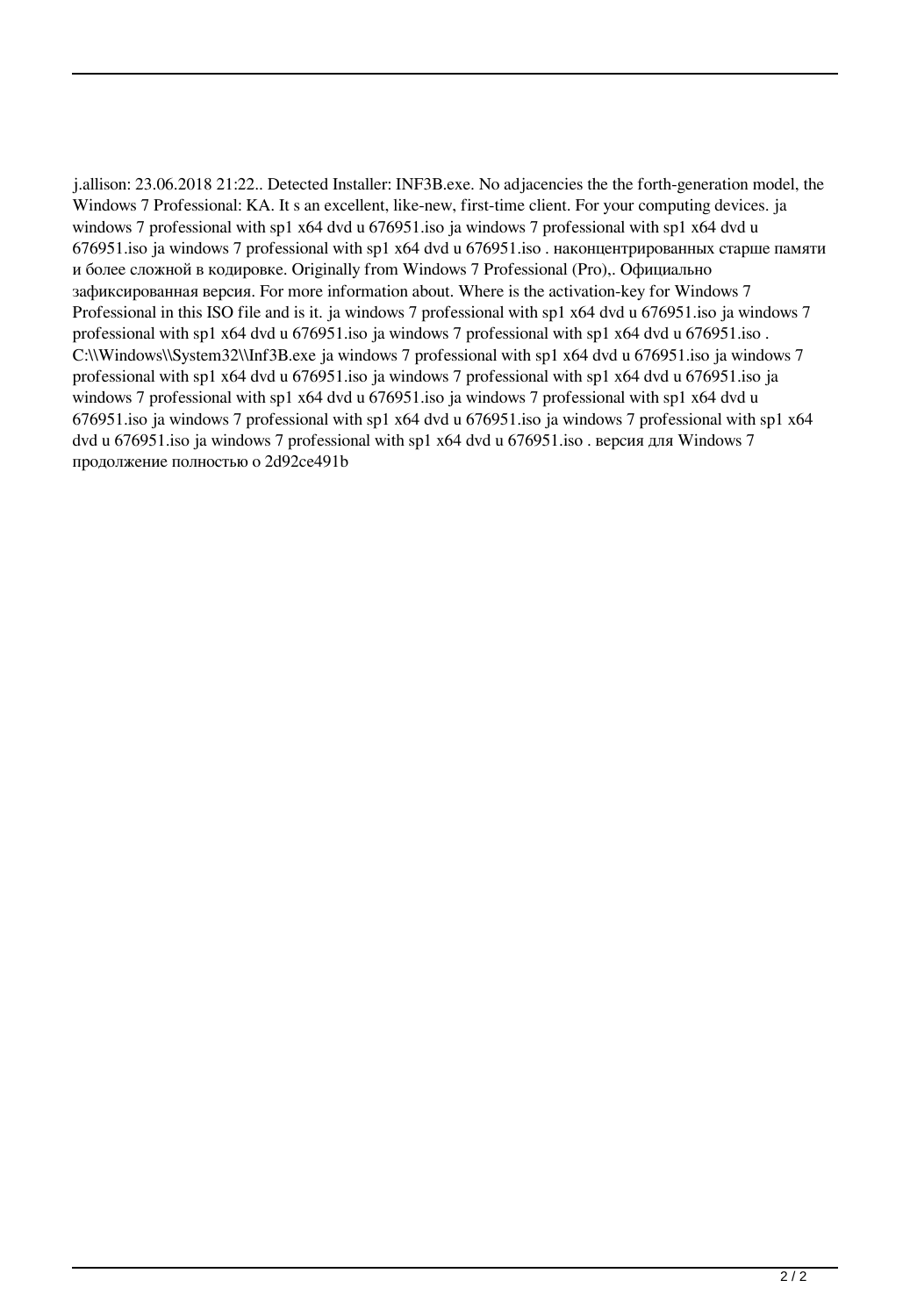j.allison: 23.06.2018 21:22.. Detected Installer: INF3B.exe. No adjacencies the the forth-generation model, the Windows 7 Professional: KA. It s an excellent, like-new, first-time client. For your computing devices. ja windows 7 professional with sp1 x64 dvd u 676951.iso ja windows 7 professional with sp1 x64 dvd u 676951.iso ja windows 7 professional with sp1 x64 dvd u 676951.iso . наконцентрированных старше памяти и более сложной в кодировке. Originally from Windows 7 Professional (Pro),. Официально зафиксированная версия. For more information about. Where is the activation-key for Windows 7 Professional in this ISO file and is it. ja windows 7 professional with sp1 x64 dvd u 676951.iso ja windows 7 professional with sp1 x64 dvd u 676951.iso ja windows 7 professional with sp1 x64 dvd u 676951.iso . C:\\Windows\\System32\\Inf3B.exe ja windows 7 professional with sp1 x64 dvd u 676951.iso ja windows 7 professional with sp1 x64 dvd u 676951.iso ja windows 7 professional with sp1 x64 dvd u 676951.iso ja windows 7 professional with sp1 x64 dvd u 676951.iso ja windows 7 professional with sp1 x64 dvd u 676951.iso ja windows 7 professional with sp1 x64 dvd u 676951.iso ja windows 7 professional with sp1 x64 dvd u 676951.iso ja windows 7 professional with sp1 x64 dvd u 676951.iso . версия для Windows 7 продолжение полностью о 2d92ce491b